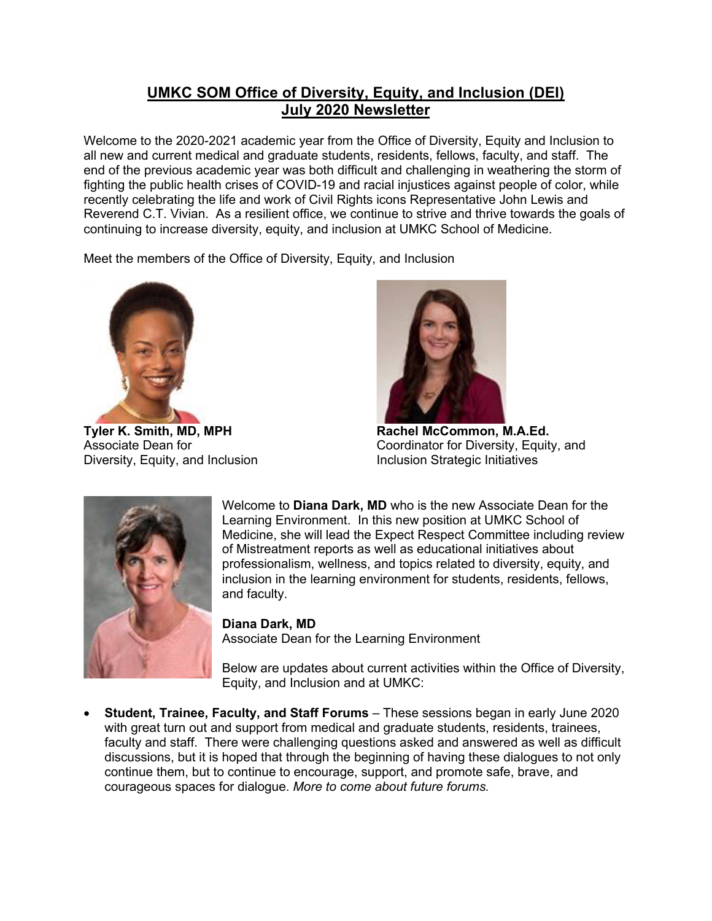# UMKC SOM Office of Diversity, Equity, and Inclusion (DEI)
## July 2020 Newsletter

Welcome to the 2020-2021 academic year from the Office of Diversity, Equity and Inclusion to all new and current medical and graduate students, residents, fellows, faculty, and staff. The end of the previous academic year was both difficult and challenging in weathering the storm of fighting the public health crises of COVID-19 and racial injustices against people of color, while recently celebrating the life and work of Civil Rights icons Representative John Lewis and Reverend C.T. Vivian. As a resilient office, we continue to strive and thrive towards the goals of continuing to increase diversity, equity, and inclusion at UMKC School of Medicine.

Meet the members of the Office of Diversity, Equity, and Inclusion

**Tyler K. Smith, MD, MPH**
Associate Dean for
Diversity, Equity, and Inclusion

**Rachel McCommon, M.A.Ed.**
Coordinator for Diversity, Equity, and
Inclusion Strategic Initiatives

Welcome to **Diana Dark, MD** who is the new Associate Dean for the Learning Environment. In this new position at UMKC School of Medicine, she will lead the Expect Respect Committee including review of Mistreatment reports as well as educational initiatives about professionalism, wellness, and topics related to diversity, equity, and inclusion in the learning environment for students, residents, fellows, and faculty.

**Diana Dark, MD**
Associate Dean for the Learning Environment

Below are updates about current activities within the Office of Diversity, Equity, and Inclusion and at UMKC:

- **Student, Trainee, Faculty, and Staff Forums** – These sessions began in early June 2020 with great turn out and support from medical and graduate students, residents, trainees, faculty and staff. There were challenging questions asked and answered as well as difficult discussions, but it is hoped that through the beginning of having these dialogues to not only continue them, but to continue to encourage, support, and promote safe, brave, and courageous spaces for dialogue. *More to come about future forums.*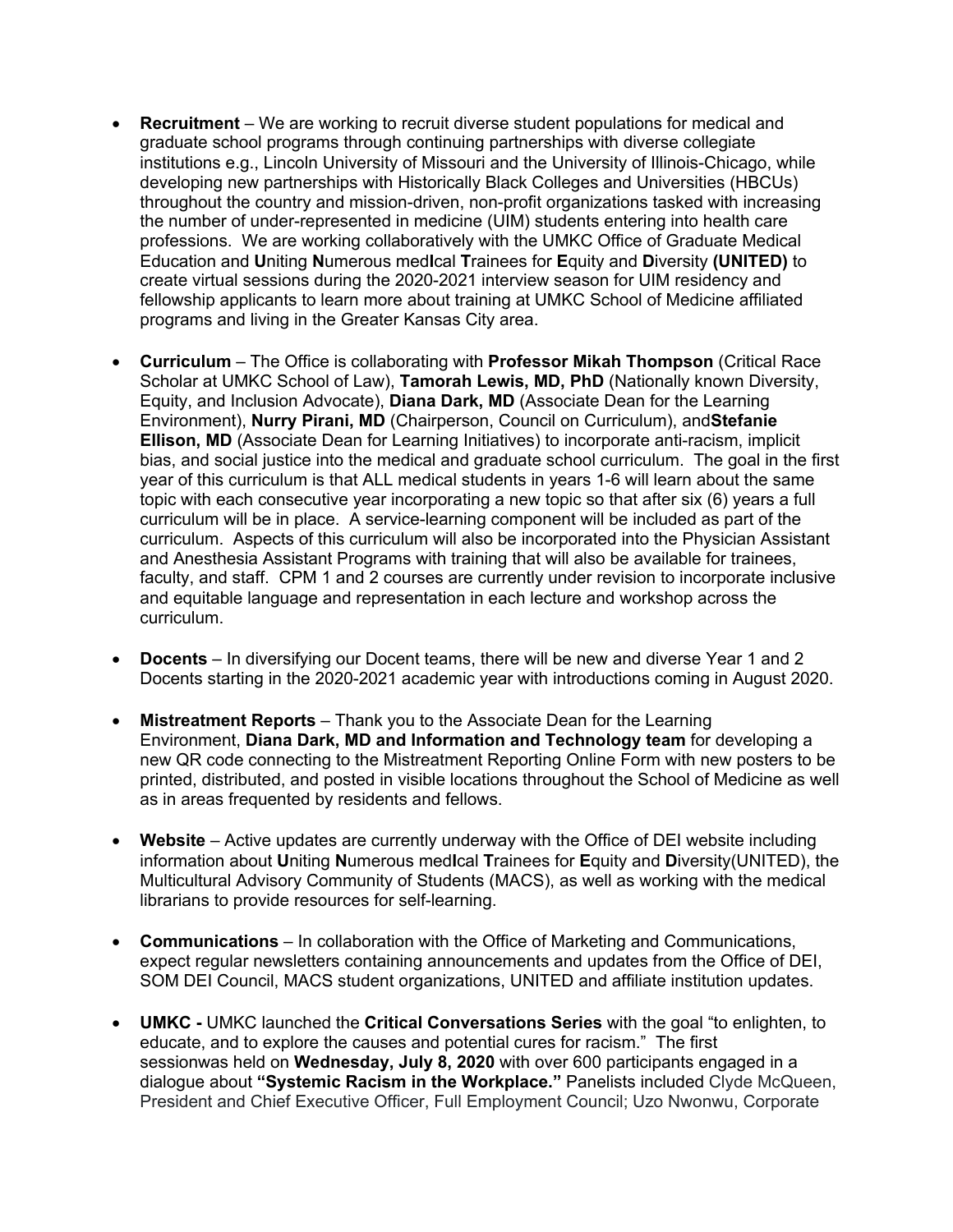- **Recruitment** – We are working to recruit diverse student populations for medical and graduate school programs through continuing partnerships with diverse collegiate institutions e.g., Lincoln University of Missouri and the University of Illinois-Chicago, while developing new partnerships with Historically Black Colleges and Universities (HBCUs) throughout the country and mission-driven, non-profit organizations tasked with increasing the number of under-represented in medicine (UIM) students entering into health care professions. We are working collaboratively with the UMKC Office of Graduate Medical Education and **U**niting **N**umerous med**I**cal **T**rainees for **E**quity and **D**iversity **(UNITED)** to create virtual sessions during the 2020-2021 interview season for UIM residency and fellowship applicants to learn more about training at UMKC School of Medicine affiliated programs and living in the Greater Kansas City area.

- **Curriculum** – The Office is collaborating with **Professor Mikah Thompson** (Critical Race Scholar at UMKC School of Law), **Tamorah Lewis, MD, PhD** (Nationally known Diversity, Equity, and Inclusion Advocate), **Diana Dark, MD** (Associate Dean for the Learning Environment), **Nurry Pirani, MD** (Chairperson, Council on Curriculum), and**Stefanie Ellison, MD** (Associate Dean for Learning Initiatives) to incorporate anti-racism, implicit bias, and social justice into the medical and graduate school curriculum. The goal in the first year of this curriculum is that ALL medical students in years 1-6 will learn about the same topic with each consecutive year incorporating a new topic so that after six (6) years a full curriculum will be in place. A service-learning component will be included as part of the curriculum. Aspects of this curriculum will also be incorporated into the Physician Assistant and Anesthesia Assistant Programs with training that will also be available for trainees, faculty, and staff. CPM 1 and 2 courses are currently under revision to incorporate inclusive and equitable language and representation in each lecture and workshop across the curriculum.

- **Docents** – In diversifying our Docent teams, there will be new and diverse Year 1 and 2 Docents starting in the 2020-2021 academic year with introductions coming in August 2020.

- **Mistreatment Reports** – Thank you to the Associate Dean for the Learning Environment, **Diana Dark, MD and Information and Technology team** for developing a new QR code connecting to the Mistreatment Reporting Online Form with new posters to be printed, distributed, and posted in visible locations throughout the School of Medicine as well as in areas frequented by residents and fellows.

- **Website** – Active updates are currently underway with the Office of DEI website including information about **U**niting **N**umerous med**I**cal **T**rainees for **E**quity and **D**iversity(UNITED), the Multicultural Advisory Community of Students (MACS), as well as working with the medical librarians to provide resources for self-learning.

- **Communications** – In collaboration with the Office of Marketing and Communications, expect regular newsletters containing announcements and updates from the Office of DEI, SOM DEI Council, MACS student organizations, UNITED and affiliate institution updates.

- **UMKC -** UMKC launched the **Critical Conversations Series** with the goal "to enlighten, to educate, and to explore the causes and potential cures for racism." The first sessionwas held on **Wednesday, July 8, 2020** with over 600 participants engaged in a dialogue about **"Systemic Racism in the Workplace."** Panelists included Clyde McQueen, President and Chief Executive Officer, Full Employment Council; Uzo Nwonwu, Corporate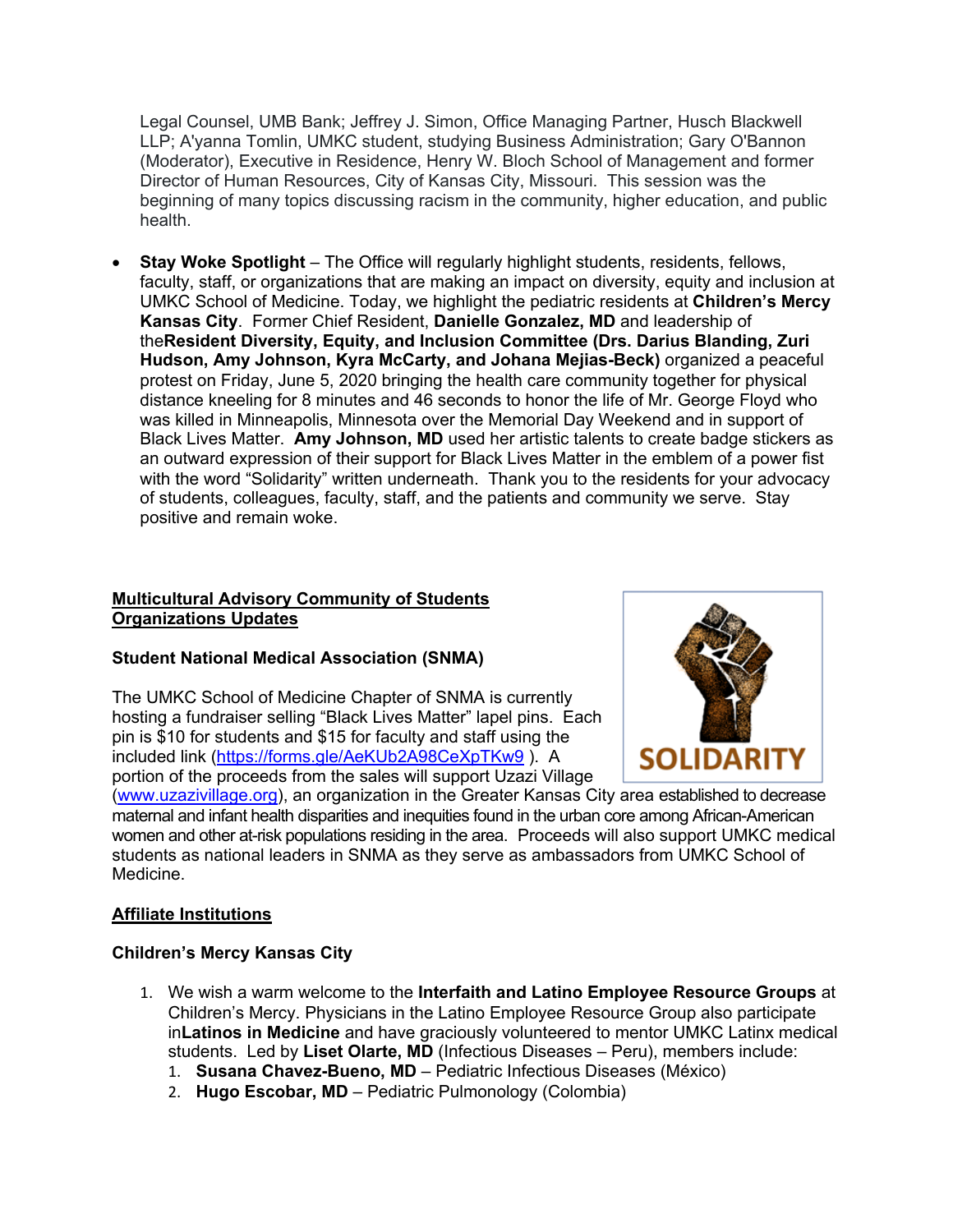Legal Counsel, UMB Bank; Jeffrey J. Simon, Office Managing Partner, Husch Blackwell LLP; A'yanna Tomlin, UMKC student, studying Business Administration; Gary O'Bannon (Moderator), Executive in Residence, Henry W. Bloch School of Management and former Director of Human Resources, City of Kansas City, Missouri. This session was the beginning of many topics discussing racism in the community, higher education, and public health.

- **Stay Woke Spotlight** – The Office will regularly highlight students, residents, fellows, faculty, staff, or organizations that are making an impact on diversity, equity and inclusion at UMKC School of Medicine. Today, we highlight the pediatric residents at **Children's Mercy Kansas City**. Former Chief Resident, **Danielle Gonzalez, MD** and leadership of the**Resident Diversity, Equity, and Inclusion Committee (Drs. Darius Blanding, Zuri Hudson, Amy Johnson, Kyra McCarty, and Johana Mejias-Beck)** organized a peaceful protest on Friday, June 5, 2020 bringing the health care community together for physical distance kneeling for 8 minutes and 46 seconds to honor the life of Mr. George Floyd who was killed in Minneapolis, Minnesota over the Memorial Day Weekend and in support of Black Lives Matter. **Amy Johnson, MD** used her artistic talents to create badge stickers as an outward expression of their support for Black Lives Matter in the emblem of a power fist with the word "Solidarity" written underneath. Thank you to the residents for your advocacy of students, colleagues, faculty, staff, and the patients and community we serve. Stay positive and remain woke.

## Multicultural Advisory Community of Students Organizations Updates

### Student National Medical Association (SNMA)

SOLIDARITY

The UMKC School of Medicine Chapter of SNMA is currently hosting a fundraiser selling "Black Lives Matter" lapel pins. Each pin is $10 for students and $15 for faculty and staff using the included link (https://forms.gle/AeKUb2A98CeXpTKw9 ). A portion of the proceeds from the sales will support Uzazi Village (www.uzazivillage.org), an organization in the Greater Kansas City area established to decrease maternal and infant health disparities and inequities found in the urban core among African-American women and other at-risk populations residing in the area. Proceeds will also support UMKC medical students as national leaders in SNMA as they serve as ambassadors from UMKC School of Medicine.

## Affiliate Institutions

### Children's Mercy Kansas City

1. We wish a warm welcome to the **Interfaith and Latino Employee Resource Groups** at Children's Mercy. Physicians in the Latino Employee Resource Group also participate in**Latinos in Medicine** and have graciously volunteered to mentor UMKC Latinx medical students. Led by **Liset Olarte, MD** (Infectious Diseases – Peru), members include:
    1. **Susana Chavez-Bueno, MD** – Pediatric Infectious Diseases (México)
    2. **Hugo Escobar, MD** – Pediatric Pulmonology (Colombia)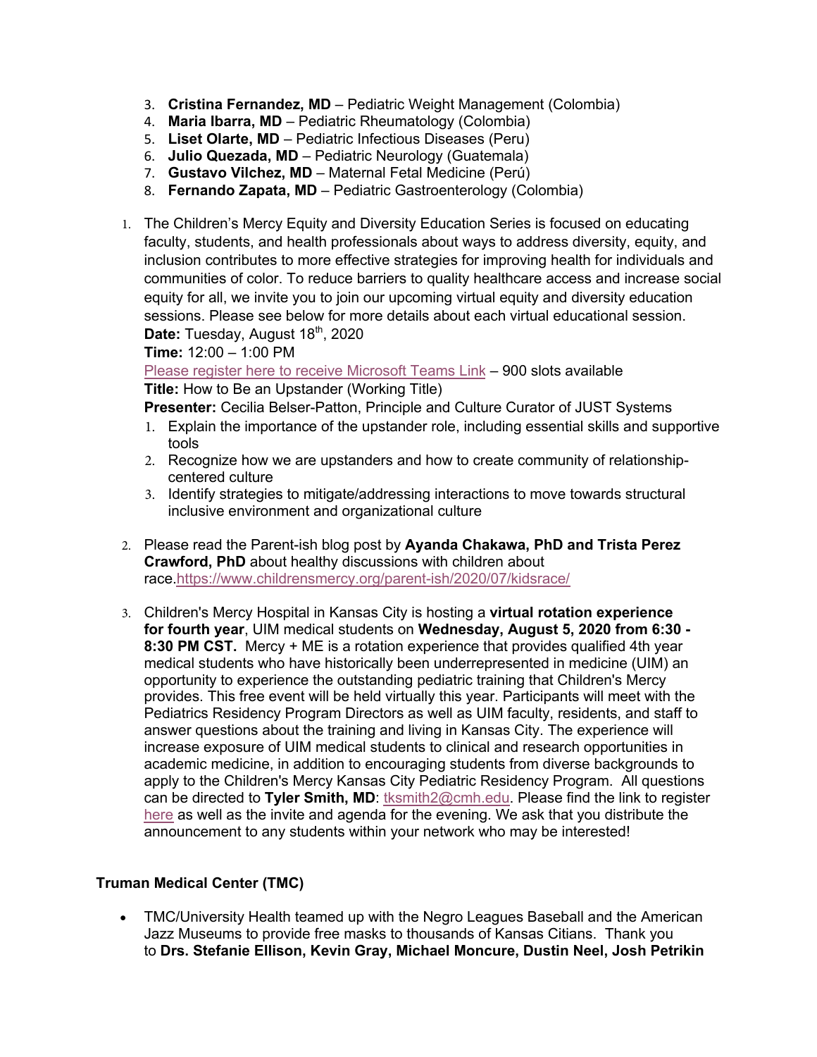3. **Cristina Fernandez, MD** – Pediatric Weight Management (Colombia)
4. **Maria Ibarra, MD** – Pediatric Rheumatology (Colombia)
5. **Liset Olarte, MD** – Pediatric Infectious Diseases (Peru)
6. **Julio Quezada, MD** – Pediatric Neurology (Guatemala)
7. **Gustavo Vilchez, MD** – Maternal Fetal Medicine (Perú)
8. **Fernando Zapata, MD** – Pediatric Gastroenterology (Colombia)

1. The Children's Mercy Equity and Diversity Education Series is focused on educating faculty, students, and health professionals about ways to address diversity, equity, and inclusion contributes to more effective strategies for improving health for individuals and communities of color. To reduce barriers to quality healthcare access and increase social equity for all, we invite you to join our upcoming virtual equity and diversity education sessions. Please see below for more details about each virtual educational session.
   **Date:** Tuesday, August 18th, 2020
   **Time:** 12:00 – 1:00 PM
   Please register here to receive Microsoft Teams Link – 900 slots available
   **Title:** How to Be an Upstander (Working Title)
   **Presenter:** Cecilia Belser-Patton, Principle and Culture Curator of JUST Systems
   1. Explain the importance of the upstander role, including essential skills and supportive tools
   2. Recognize how we are upstanders and how to create community of relationship-centered culture
   3. Identify strategies to mitigate/addressing interactions to move towards structural inclusive environment and organizational culture

2. Please read the Parent-ish blog post by **Ayanda Chakawa, PhD and Trista Perez Crawford, PhD** about healthy discussions with children about race.https://www.childrensmercy.org/parent-ish/2020/07/kidsrace/

3. Children's Mercy Hospital in Kansas City is hosting a **virtual rotation experience for fourth year**, UIM medical students on **Wednesday, August 5, 2020 from 6:30 - 8:30 PM CST.** Mercy + ME is a rotation experience that provides qualified 4th year medical students who have historically been underrepresented in medicine (UIM) an opportunity to experience the outstanding pediatric training that Children's Mercy provides. This free event will be held virtually this year. Participants will meet with the Pediatrics Residency Program Directors as well as UIM faculty, residents, and staff to answer questions about the training and living in Kansas City. The experience will increase exposure of UIM medical students to clinical and research opportunities in academic medicine, in addition to encouraging students from diverse backgrounds to apply to the Children's Mercy Kansas City Pediatric Residency Program. All questions can be directed to **Tyler Smith, MD**: tksmith2@cmh.edu. Please find the link to register here as well as the invite and agenda for the evening. We ask that you distribute the announcement to any students within your network who may be interested!

**Truman Medical Center (TMC)**

- TMC/University Health teamed up with the Negro Leagues Baseball and the American Jazz Museums to provide free masks to thousands of Kansas Citians. Thank you to **Drs. Stefanie Ellison, Kevin Gray, Michael Moncure, Dustin Neel, Josh Petrikin**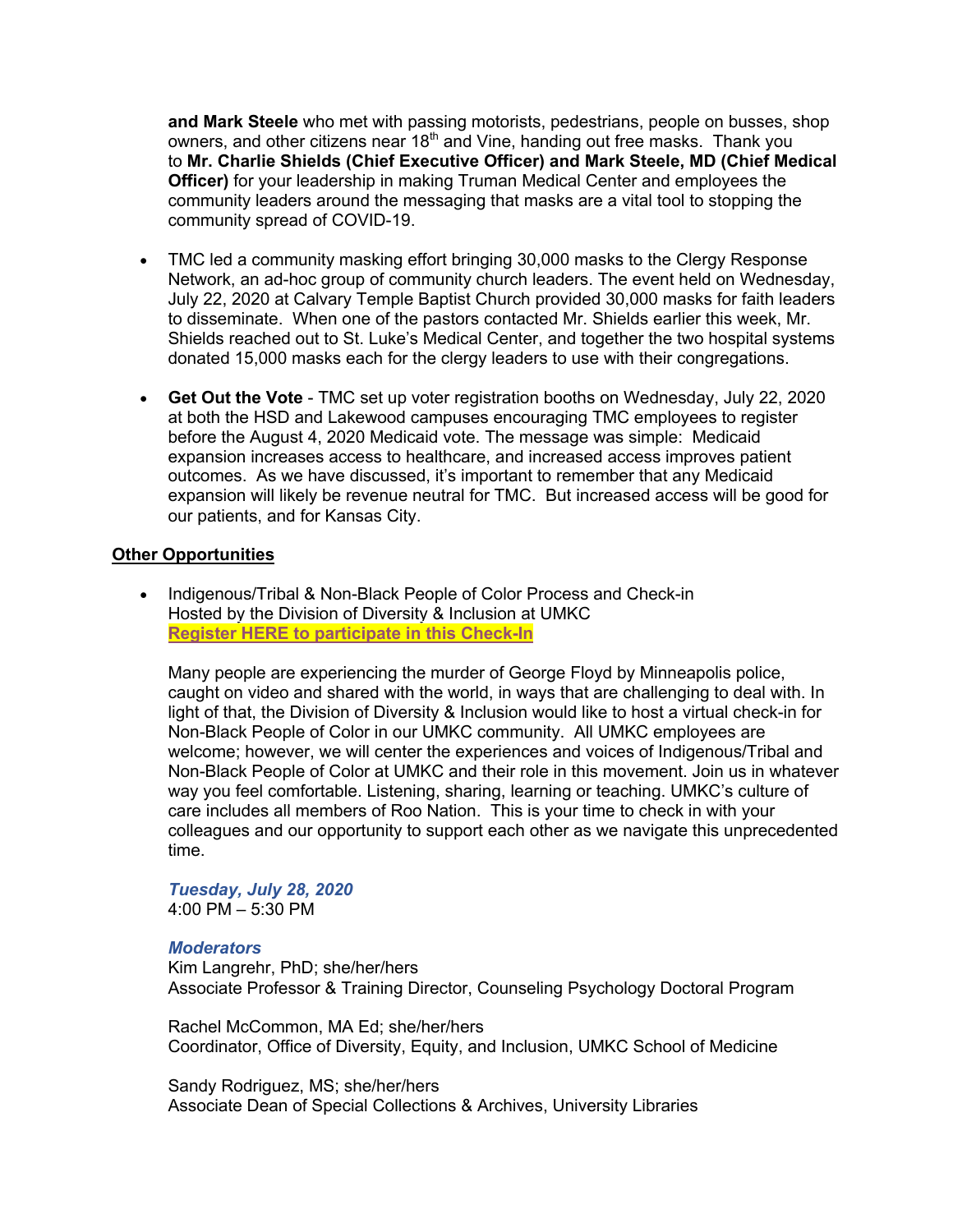**and Mark Steele** who met with passing motorists, pedestrians, people on busses, shop owners, and other citizens near 18th and Vine, handing out free masks. Thank you to **Mr. Charlie Shields (Chief Executive Officer) and Mark Steele, MD (Chief Medical Officer)** for your leadership in making Truman Medical Center and employees the community leaders around the messaging that masks are a vital tool to stopping the community spread of COVID-19.

- TMC led a community masking effort bringing 30,000 masks to the Clergy Response Network, an ad-hoc group of community church leaders. The event held on Wednesday, July 22, 2020 at Calvary Temple Baptist Church provided 30,000 masks for faith leaders to disseminate. When one of the pastors contacted Mr. Shields earlier this week, Mr. Shields reached out to St. Luke's Medical Center, and together the two hospital systems donated 15,000 masks each for the clergy leaders to use with their congregations.

- **Get Out the Vote** - TMC set up voter registration booths on Wednesday, July 22, 2020 at both the HSD and Lakewood campuses encouraging TMC employees to register before the August 4, 2020 Medicaid vote. The message was simple: Medicaid expansion increases access to healthcare, and increased access improves patient outcomes. As we have discussed, it's important to remember that any Medicaid expansion will likely be revenue neutral for TMC. But increased access will be good for our patients, and for Kansas City.

## Other Opportunities

- Indigenous/Tribal & Non-Black People of Color Process and Check-in
  Hosted by the Division of Diversity & Inclusion at UMKC
  **Register HERE to participate in this Check-In**

  Many people are experiencing the murder of George Floyd by Minneapolis police, caught on video and shared with the world, in ways that are challenging to deal with. In light of that, the Division of Diversity & Inclusion would like to host a virtual check-in for Non-Black People of Color in our UMKC community. All UMKC employees are welcome; however, we will center the experiences and voices of Indigenous/Tribal and Non-Black People of Color at UMKC and their role in this movement. Join us in whatever way you feel comfortable. Listening, sharing, learning or teaching. UMKC's culture of care includes all members of Roo Nation. This is your time to check in with your colleagues and our opportunity to support each other as we navigate this unprecedented time.

  ***Tuesday, July 28, 2020***
  4:00 PM – 5:30 PM

  ***Moderators***
  Kim Langrehr, PhD; she/her/hers
  Associate Professor & Training Director, Counseling Psychology Doctoral Program

  Rachel McCommon, MA Ed; she/her/hers
  Coordinator, Office of Diversity, Equity, and Inclusion, UMKC School of Medicine

  Sandy Rodriguez, MS; she/her/hers
  Associate Dean of Special Collections & Archives, University Libraries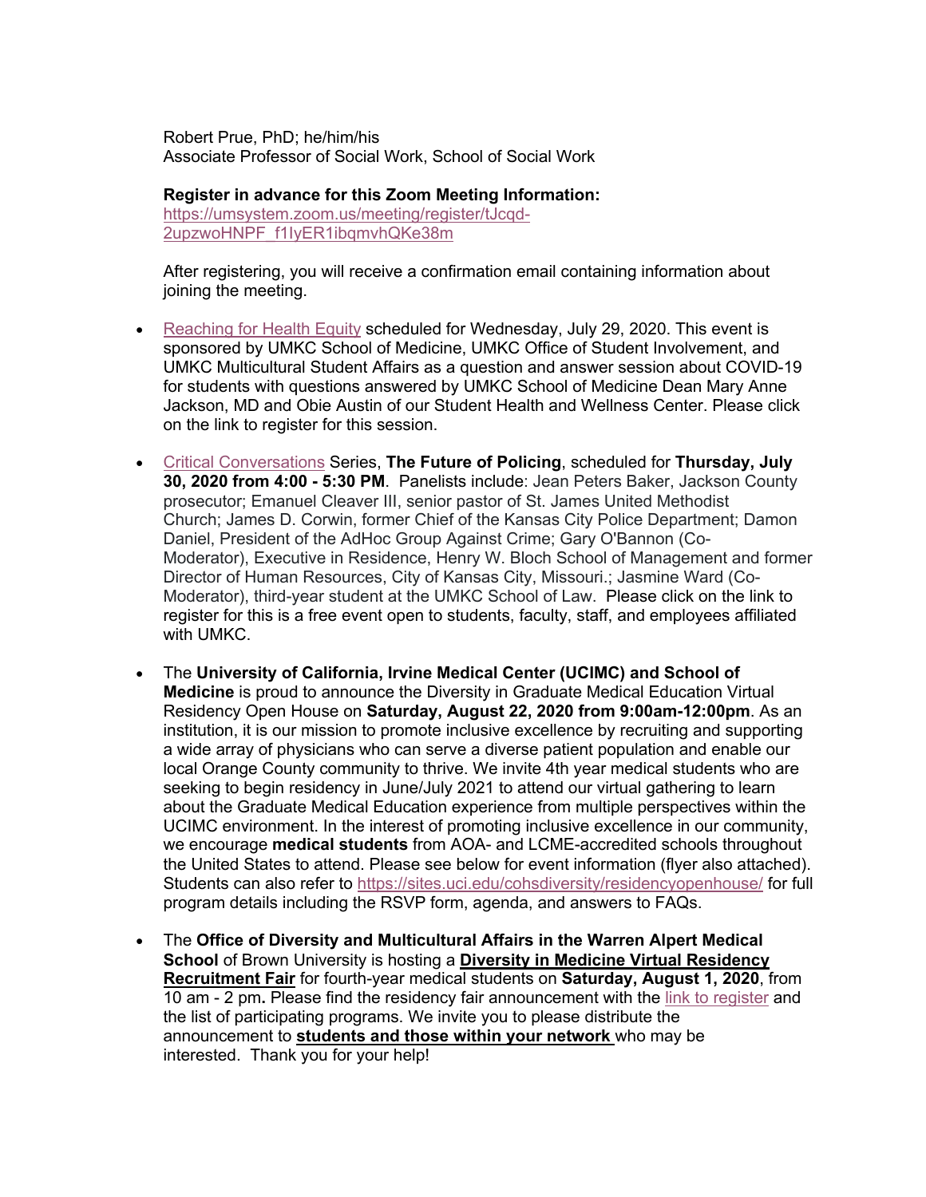Robert Prue, PhD; he/him/his
Associate Professor of Social Work, School of Social Work

**Register in advance for this Zoom Meeting Information:**
https://umsystem.zoom.us/meeting/register/tJcqd-2upzwoHNPF_f1IyER1ibqmvhQKe38m

After registering, you will receive a confirmation email containing information about joining the meeting.

- Reaching for Health Equity scheduled for Wednesday, July 29, 2020. This event is sponsored by UMKC School of Medicine, UMKC Office of Student Involvement, and UMKC Multicultural Student Affairs as a question and answer session about COVID-19 for students with questions answered by UMKC School of Medicine Dean Mary Anne Jackson, MD and Obie Austin of our Student Health and Wellness Center. Please click on the link to register for this session.

- Critical Conversations Series, **The Future of Policing**, scheduled for **Thursday, July 30, 2020 from 4:00 - 5:30 PM**. Panelists include: Jean Peters Baker, Jackson County prosecutor; Emanuel Cleaver III, senior pastor of St. James United Methodist Church; James D. Corwin, former Chief of the Kansas City Police Department; Damon Daniel, President of the AdHoc Group Against Crime; Gary O'Bannon (Co-Moderator), Executive in Residence, Henry W. Bloch School of Management and former Director of Human Resources, City of Kansas City, Missouri.; Jasmine Ward (Co-Moderator), third-year student at the UMKC School of Law. Please click on the link to register for this is a free event open to students, faculty, staff, and employees affiliated with UMKC.

- The **University of California, Irvine Medical Center (UCIMC) and School of Medicine** is proud to announce the Diversity in Graduate Medical Education Virtual Residency Open House on **Saturday, August 22, 2020 from 9:00am-12:00pm**. As an institution, it is our mission to promote inclusive excellence by recruiting and supporting a wide array of physicians who can serve a diverse patient population and enable our local Orange County community to thrive. We invite 4th year medical students who are seeking to begin residency in June/July 2021 to attend our virtual gathering to learn about the Graduate Medical Education experience from multiple perspectives within the UCIMC environment. In the interest of promoting inclusive excellence in our community, we encourage **medical students** from AOA- and LCME-accredited schools throughout the United States to attend. Please see below for event information (flyer also attached). Students can also refer to https://sites.uci.edu/cohsdiversity/residencyopenhouse/ for full program details including the RSVP form, agenda, and answers to FAQs.

- The **Office of Diversity and Multicultural Affairs in the Warren Alpert Medical School** of Brown University is hosting a **Diversity in Medicine Virtual Residency Recruitment Fair** for fourth-year medical students on **Saturday, August 1, 2020**, from 10 am - 2 pm**.** Please find the residency fair announcement with the link to register and the list of participating programs. We invite you to please distribute the announcement to **students and those within your network** who may be interested. Thank you for your help!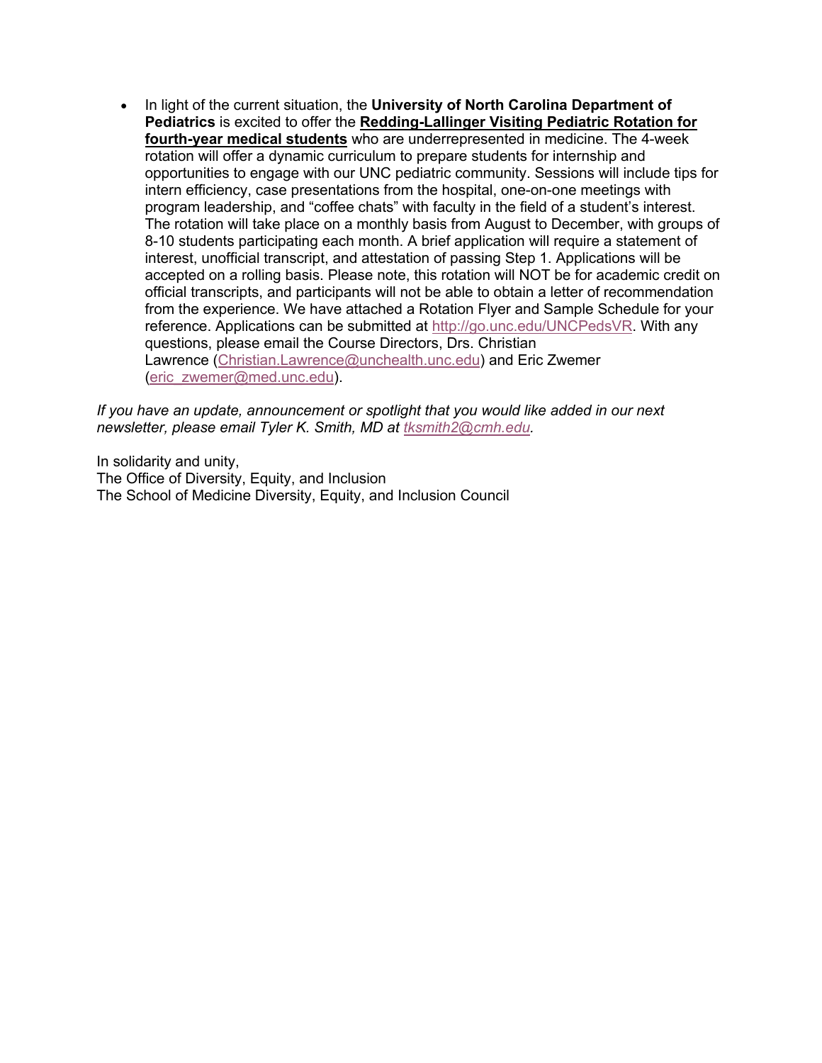- In light of the current situation, the **University of North Carolina Department of Pediatrics** is excited to offer the **Redding-Lallinger Visiting Pediatric Rotation for fourth-year medical students** who are underrepresented in medicine. The 4-week rotation will offer a dynamic curriculum to prepare students for internship and opportunities to engage with our UNC pediatric community. Sessions will include tips for intern efficiency, case presentations from the hospital, one-on-one meetings with program leadership, and "coffee chats" with faculty in the field of a student's interest. The rotation will take place on a monthly basis from August to December, with groups of 8-10 students participating each month. A brief application will require a statement of interest, unofficial transcript, and attestation of passing Step 1. Applications will be accepted on a rolling basis. Please note, this rotation will NOT be for academic credit on official transcripts, and participants will not be able to obtain a letter of recommendation from the experience. We have attached a Rotation Flyer and Sample Schedule for your reference. Applications can be submitted at http://go.unc.edu/UNCPedsVR. With any questions, please email the Course Directors, Drs. Christian Lawrence (Christian.Lawrence@unchealth.unc.edu) and Eric Zwemer (eric_zwemer@med.unc.edu).

*If you have an update, announcement or spotlight that you would like added in our next newsletter, please email Tyler K. Smith, MD at tksmith2@cmh.edu.*

In solidarity and unity,
The Office of Diversity, Equity, and Inclusion
The School of Medicine Diversity, Equity, and Inclusion Council